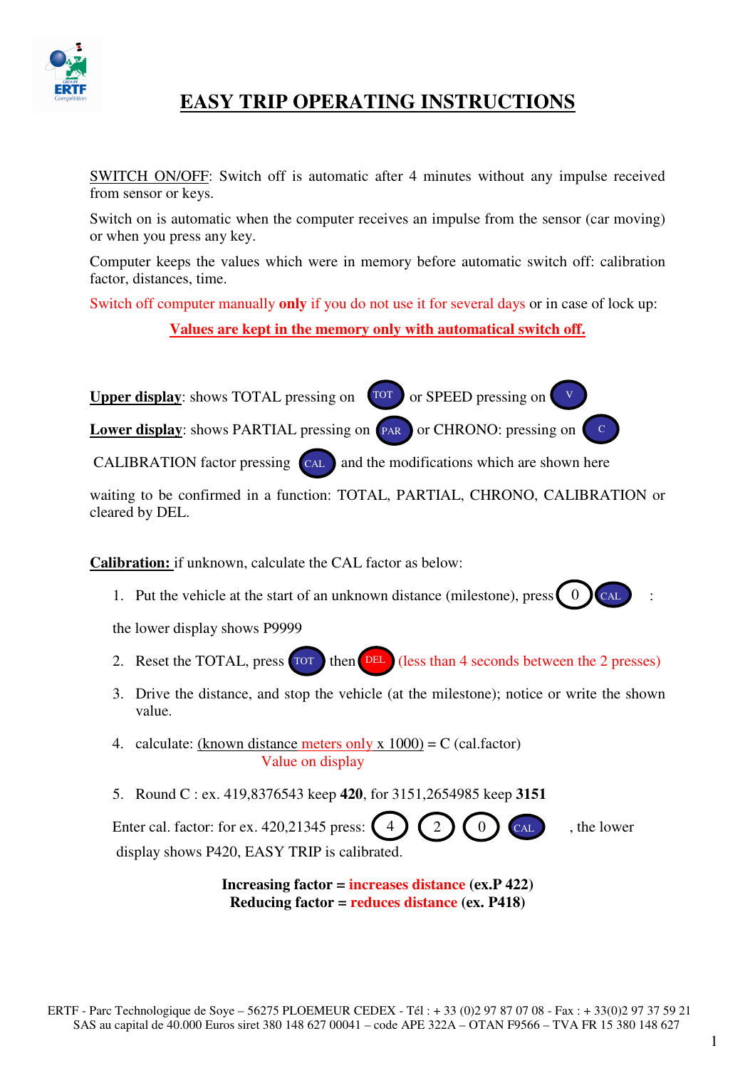# EASY TRIP OPERATING INSTRUCTIONS

SWITCH ON/OFF: Switch off is automatic after 4 minutes without any impulse received from sensor or keys.

Switch on is automatic when the computer receives an impulse from the sensor (car moving) or when you press any key.

Computer keeps the values which were in memory before automatic switch off: calibration factor, distances, time.

Switch off computer manually **only** if you do not use it for several days or in case of lock up:

**Values are kept in the memory only with automatical switch off.**

**Upper display**: shows TOTAL pressing on TOT or SPEED pressing on V

**Lower display**: shows PARTIAL pressing on PAR or CHRONO: pressing on C

CALIBRATION factor pressing CAL and the modifications which are shown here

waiting to be confirmed in a function: TOTAL, PARTIAL, CHRONO, CALIBRATION or cleared by DEL.

**Calibration:** if unknown, calculate the CAL factor as below:

1. Put the vehicle at the start of an unknown distance (milestone), press 0 CAL :

   the lower display shows P9999

2. Reset the TOTAL, press TOT then DEL (less than 4 seconds between the 2 presses)
3. Drive the distance, and stop the vehicle (at the milestone); notice or write the shown value.
4. calculate: (known distance meters only x 1000) / Value on display = C (cal.factor)
5. Round C : ex. 419,8376543 keep **420**, for 3151,2654985 keep **3151**

   Enter cal. factor: for ex. 420,21345 press: 4 2 0 CAL , the lower display shows P420, EASY TRIP is calibrated.

**Increasing factor = increases distance (ex.P 422)**
**Reducing factor = reduces distance (ex. P418)**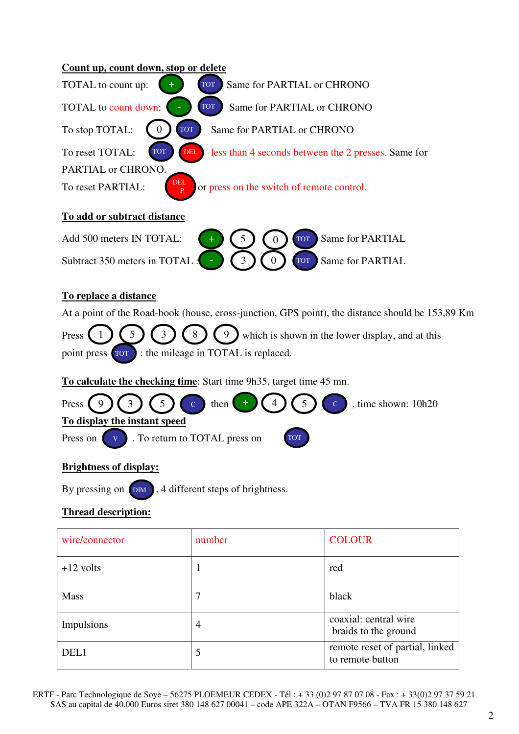**Count up, count down, stop or delete**

TOTAL to count up: (+) (TOT) Same for PARTIAL or CHRONO

TOTAL to count down: (-) (TOT) Same for PARTIAL or CHRONO

To stop TOTAL: (0) (TOT) Same for PARTIAL or CHRONO

To reset TOTAL: (TOT) (DEL) less than 4 seconds between the 2 presses. Same for PARTIAL or CHRONO.

To reset PARTIAL: (DEL P) or press on the switch of remote control.

**To add or subtract distance**

Add 500 meters IN TOTAL: (+) (5) (0) (TOT) Same for PARTIAL

Subtract 350 meters in TOTAL : (-) (3) (0) (TOT) Same for PARTIAL

**To replace a distance**

At a point of the Road-book (house, cross-junction, GPS point), the distance should be 153,89 Km

Press (1) (5) (3) (8) (9) which is shown in the lower display, and at this point press (TOT) : the mileage in TOTAL is replaced.

**To calculate the checking time**: Start time 9h35, target time 45 mn.

Press (9) (3) (5) (C) then (+) (4) (5) (C) , time shown: 10h20

**To display the instant speed**

Press on (V) . To return to TOTAL press on (TOT)

**Brightness of display:**

By pressing on (DIM) , 4 different steps of brightness.

**Thread description:**

| wire/connector | number | COLOUR |
|---|---|---|
| +12 volts | 1 | red |
| Mass | 7 | black |
| Impulsions | 4 | coaxial: central wire braids to the ground |
| DEL1 | 5 | remote reset of partial, linked to remote button |

ERTF - Parc Technologique de Soye – 56275 PLOEMEUR CEDEX - Tél : + 33 (0)2 97 87 07 08 - Fax : + 33(0)2 97 37 59 21
SAS au capital de 40.000 Euros siret 380 148 627 00041 – code APE 322A – OTAN F9566 – TVA FR 15 380 148 627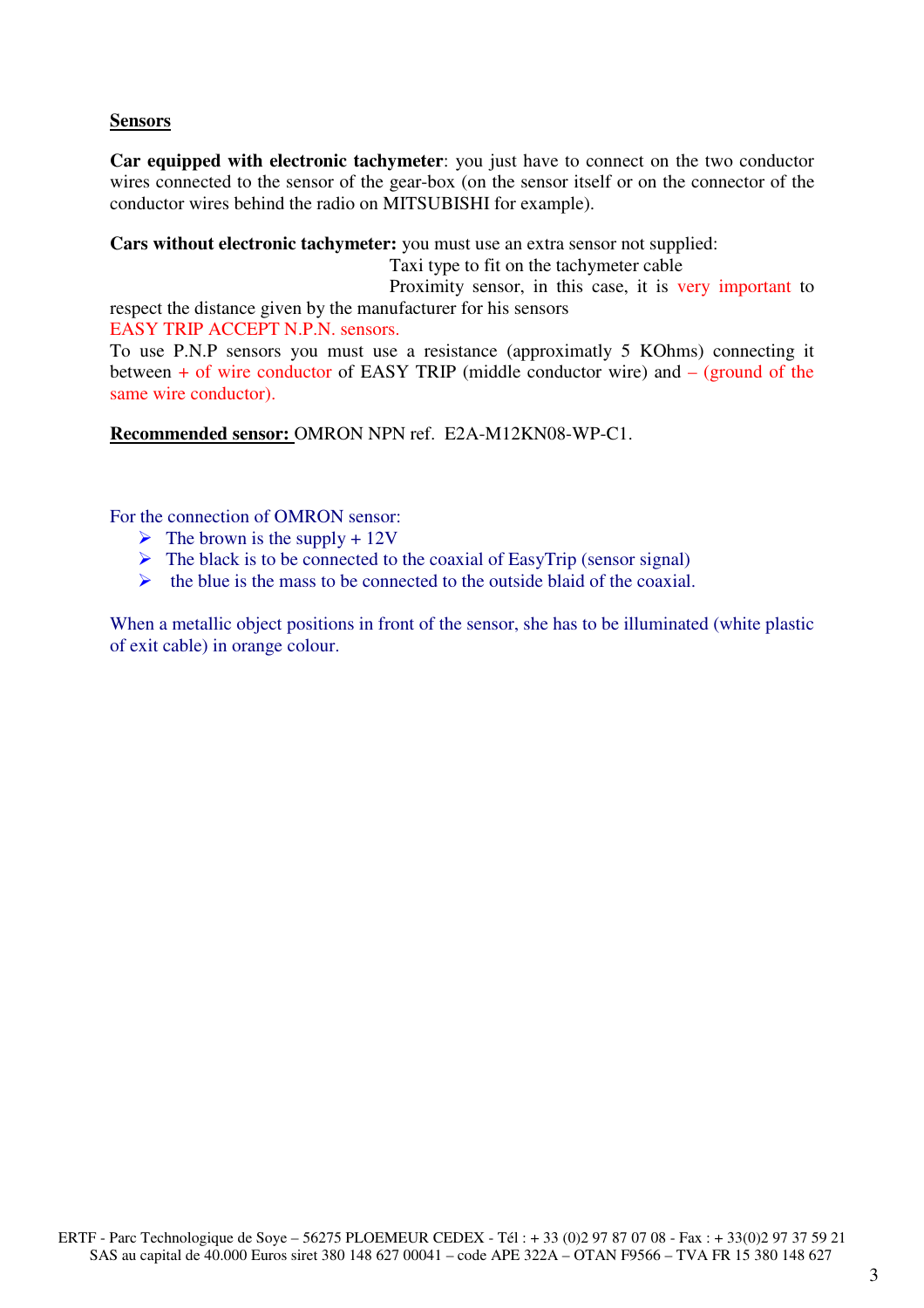**Sensors**

**Car equipped with electronic tachymeter**: you just have to connect on the two conductor wires connected to the sensor of the gear-box (on the sensor itself or on the connector of the conductor wires behind the radio on MITSUBISHI for example).

**Cars without electronic tachymeter:** you must use an extra sensor not supplied:

Taxi type to fit on the tachymeter cable

Proximity sensor, in this case, it is very important to respect the distance given by the manufacturer for his sensors

EASY TRIP ACCEPT N.P.N. sensors.

To use P.N.P sensors you must use a resistance (approximatly 5 KOhms) connecting it between + of wire conductor of EASY TRIP (middle conductor wire) and – (ground of the same wire conductor).

**Recommended sensor:** OMRON NPN ref. E2A-M12KN08-WP-C1.

For the connection of OMRON sensor:

- The brown is the supply + 12V
- The black is to be connected to the coaxial of EasyTrip (sensor signal)
- the blue is the mass to be connected to the outside blaid of the coaxial.

When a metallic object positions in front of the sensor, she has to be illuminated (white plastic of exit cable) in orange colour.